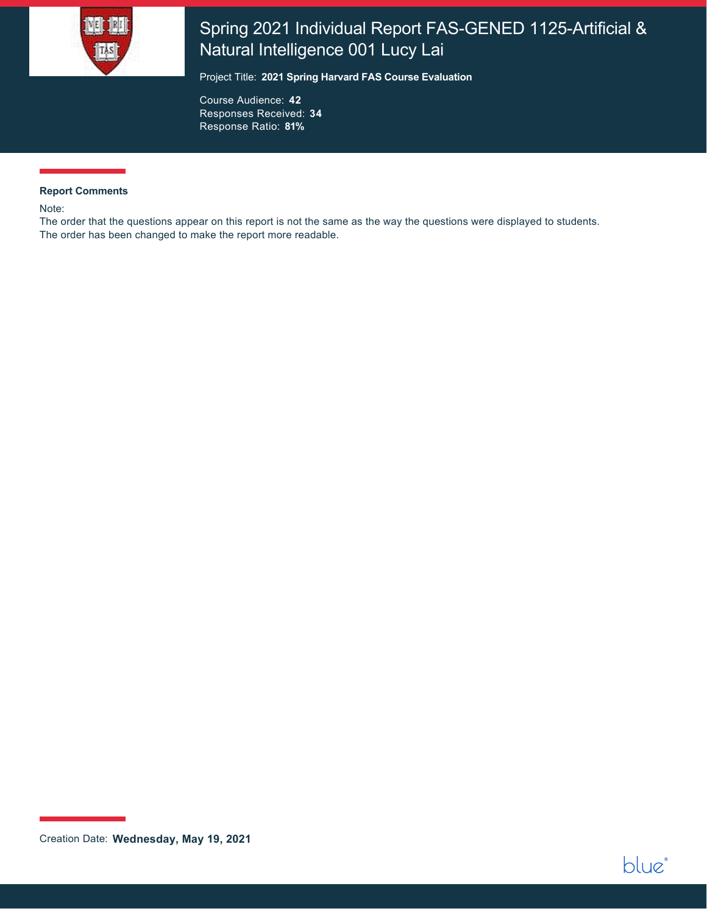# Spring 2021 Individual Report FAS-GENED 1125-Artificial & Natural Intelligence 001 Lucy Lai

Project Title: **2021 Spring Harvard FAS Course Evaluation**

Course Audience: **42**
Responses Received: **34**
Response Ratio: **81%**

**Report Comments**

Note:
The order that the questions appear on this report is not the same as the way the questions were displayed to students. The order has been changed to make the report more readable.

Creation Date: **Wednesday, May 19, 2021**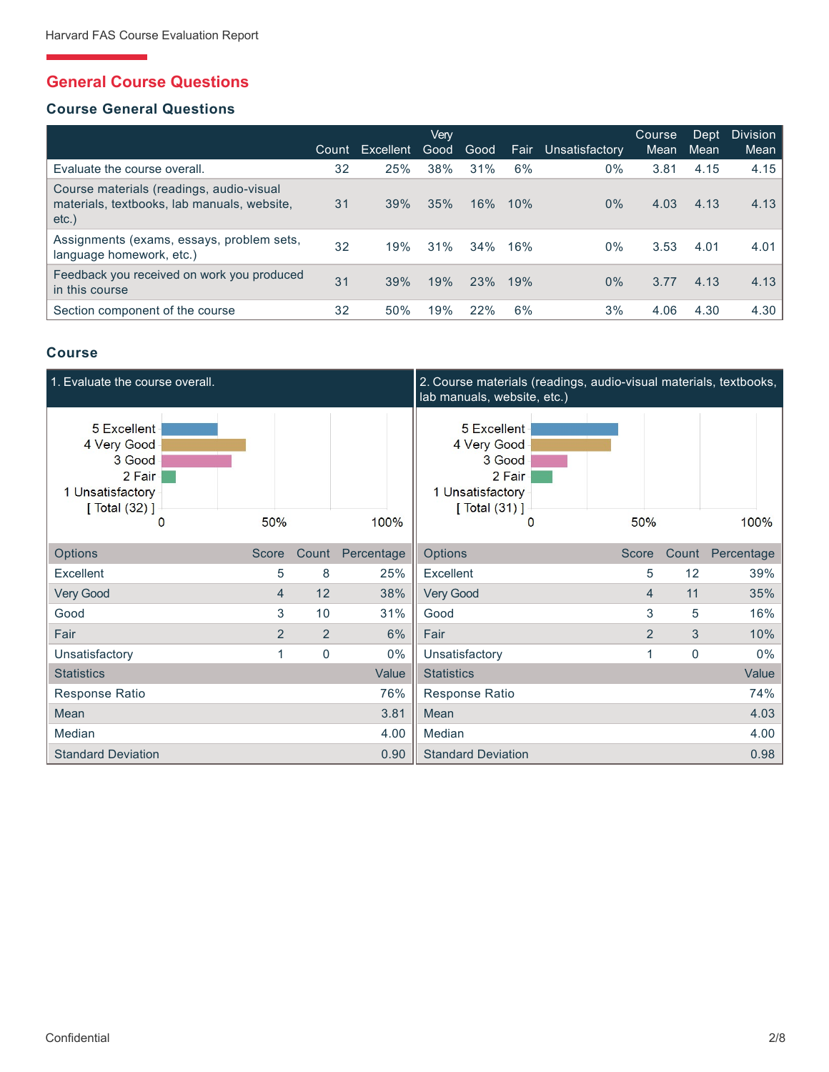## General Course Questions

### Course General Questions

| | Count | Excellent | Very Good | Good | Fair | Unsatisfactory | Course Mean | Dept Mean | Division Mean |
|---|---|---|---|---|---|---|---|---|---|
| Evaluate the course overall. | 32 | 25% | 38% | 31% | 6% | 0% | 3.81 | 4.15 | 4.15 |
| Course materials (readings, audio-visual materials, textbooks, lab manuals, website, etc.) | 31 | 39% | 35% | 16% | 10% | 0% | 4.03 | 4.13 | 4.13 |
| Assignments (exams, essays, problem sets, language homework, etc.) | 32 | 19% | 31% | 34% | 16% | 0% | 3.53 | 4.01 | 4.01 |
| Feedback you received on work you produced in this course | 31 | 39% | 19% | 23% | 19% | 0% | 3.77 | 4.13 | 4.13 |
| Section component of the course | 32 | 50% | 19% | 22% | 6% | 3% | 4.06 | 4.30 | 4.30 |

### Course

**1. Evaluate the course overall.**

| Options | Score | Count | Percentage |
|---|---|---|---|
| Excellent | 5 | 8 | 25% |
| Very Good | 4 | 12 | 38% |
| Good | 3 | 10 | 31% |
| Fair | 2 | 2 | 6% |
| Unsatisfactory | 1 | 0 | 0% |

| Statistics | Value |
|---|---|
| Response Ratio | 76% |
| Mean | 3.81 |
| Median | 4.00 |
| Standard Deviation | 0.90 |

**2. Course materials (readings, audio-visual materials, textbooks, lab manuals, website, etc.)**

| Options | Score | Count | Percentage |
|---|---|---|---|
| Excellent | 5 | 12 | 39% |
| Very Good | 4 | 11 | 35% |
| Good | 3 | 5 | 16% |
| Fair | 2 | 3 | 10% |
| Unsatisfactory | 1 | 0 | 0% |

| Statistics | Value |
|---|---|
| Response Ratio | 74% |
| Mean | 4.03 |
| Median | 4.00 |
| Standard Deviation | 0.98 |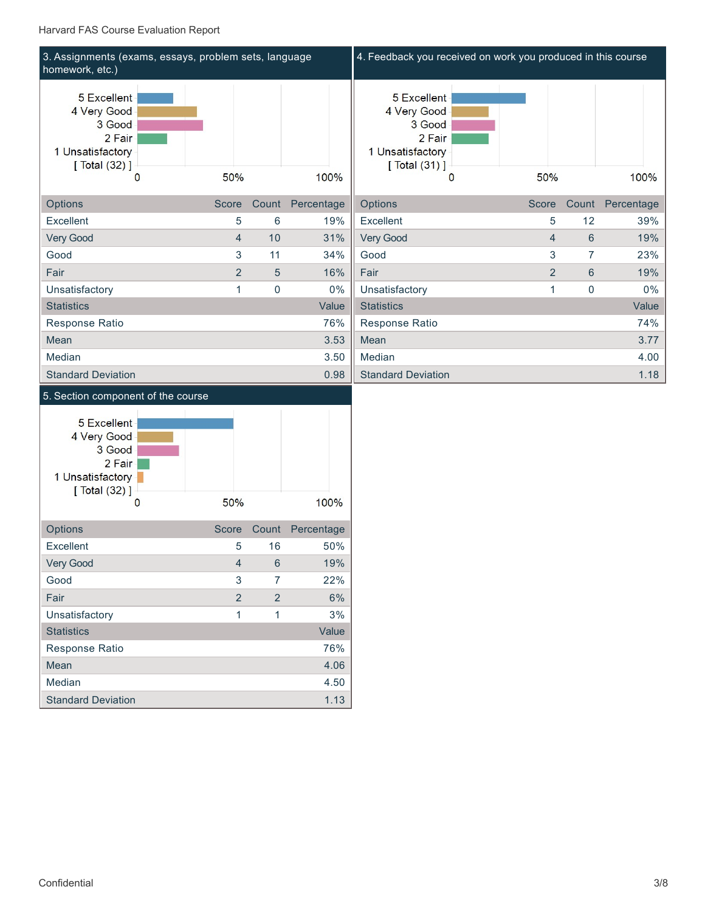Harvard FAS Course Evaluation Report

## 3. Assignments (exams, essays, problem sets, language homework, etc.)

| Options | Score | Count | Percentage |
|---|---|---|---|
| Excellent | 5 | 6 | 19% |
| Very Good | 4 | 10 | 31% |
| Good | 3 | 11 | 34% |
| Fair | 2 | 5 | 16% |
| Unsatisfactory | 1 | 0 | 0% |

[ Total (32) ]

| Statistics | Value |
|---|---|
| Response Ratio | 76% |
| Mean | 3.53 |
| Median | 3.50 |
| Standard Deviation | 0.98 |

## 4. Feedback you received on work you produced in this course

| Options | Score | Count | Percentage |
|---|---|---|---|
| Excellent | 5 | 12 | 39% |
| Very Good | 4 | 6 | 19% |
| Good | 3 | 7 | 23% |
| Fair | 2 | 6 | 19% |
| Unsatisfactory | 1 | 0 | 0% |

[ Total (31) ]

| Statistics | Value |
|---|---|
| Response Ratio | 74% |
| Mean | 3.77 |
| Median | 4.00 |
| Standard Deviation | 1.18 |

## 5. Section component of the course

| Options | Score | Count | Percentage |
|---|---|---|---|
| Excellent | 5 | 16 | 50% |
| Very Good | 4 | 6 | 19% |
| Good | 3 | 7 | 22% |
| Fair | 2 | 2 | 6% |
| Unsatisfactory | 1 | 1 | 3% |

[ Total (32) ]

| Statistics | Value |
|---|---|
| Response Ratio | 76% |
| Mean | 4.06 |
| Median | 4.50 |
| Standard Deviation | 1.13 |

Confidential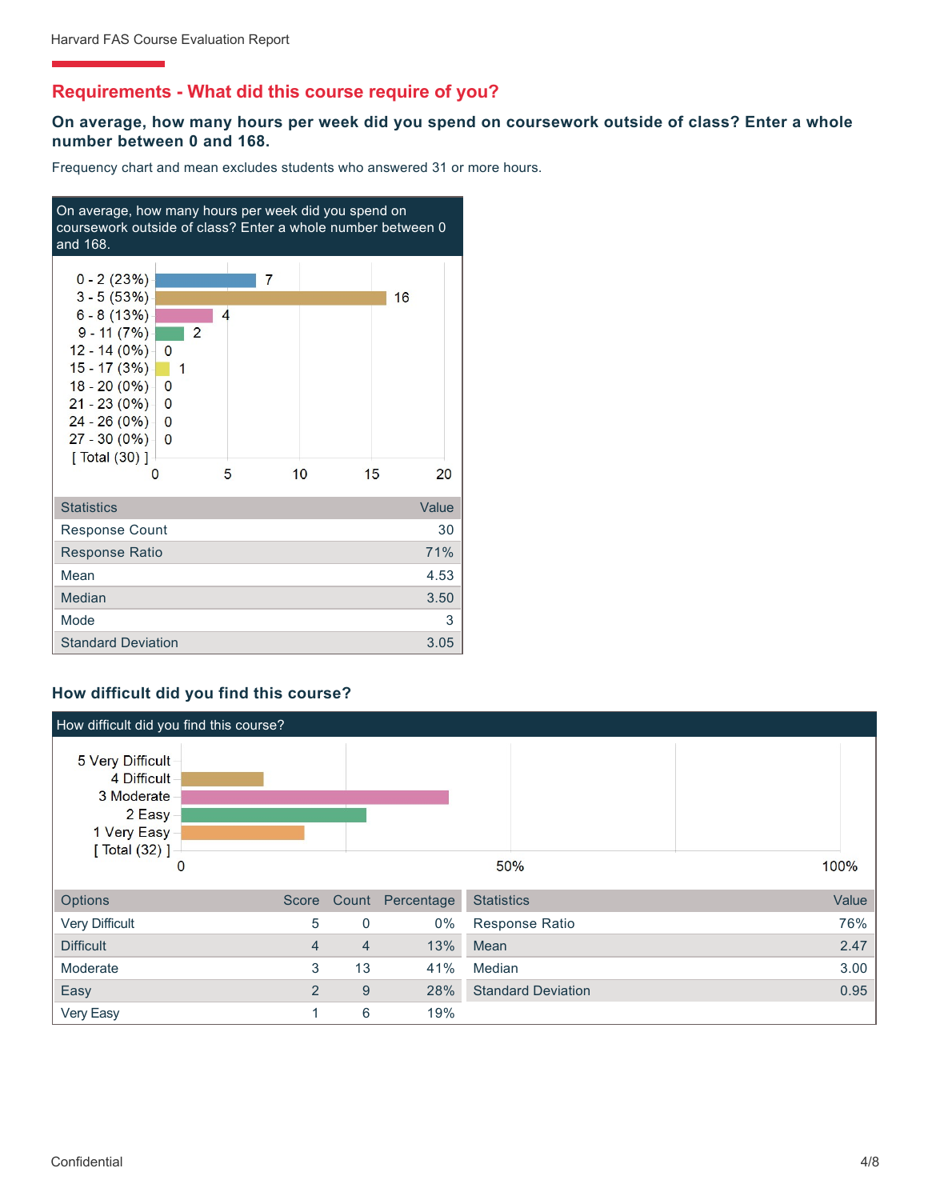## Requirements - What did this course require of you?

### On average, how many hours per week did you spend on coursework outside of class? Enter a whole number between 0 and 168.

Frequency chart and mean excludes students who answered 31 or more hours.

On average, how many hours per week did you spend on coursework outside of class? Enter a whole number between 0 and 168.

| Hours | Count |
|---|---|
| 0 - 2 (23%) | 7 |
| 3 - 5 (53%) | 16 |
| 6 - 8 (13%) | 4 |
| 9 - 11 (7%) | 2 |
| 12 - 14 (0%) | 0 |
| 15 - 17 (3%) | 1 |
| 18 - 20 (0%) | 0 |
| 21 - 23 (0%) | 0 |
| 24 - 26 (0%) | 0 |
| 27 - 30 (0%) | 0 |
| [ Total (30) ] | |

| Statistics | Value |
|---|---|
| Response Count | 30 |
| Response Ratio | 71% |
| Mean | 4.53 |
| Median | 3.50 |
| Mode | 3 |
| Standard Deviation | 3.05 |

### How difficult did you find this course?

How difficult did you find this course?

| Options | Score | Count | Percentage |
|---|---|---|---|
| Very Difficult | 5 | 0 | 0% |
| Difficult | 4 | 4 | 13% |
| Moderate | 3 | 13 | 41% |
| Easy | 2 | 9 | 28% |
| Very Easy | 1 | 6 | 19% |

[ Total (32) ]

| Statistics | Value |
|---|---|
| Response Ratio | 76% |
| Mean | 2.47 |
| Median | 3.00 |
| Standard Deviation | 0.95 |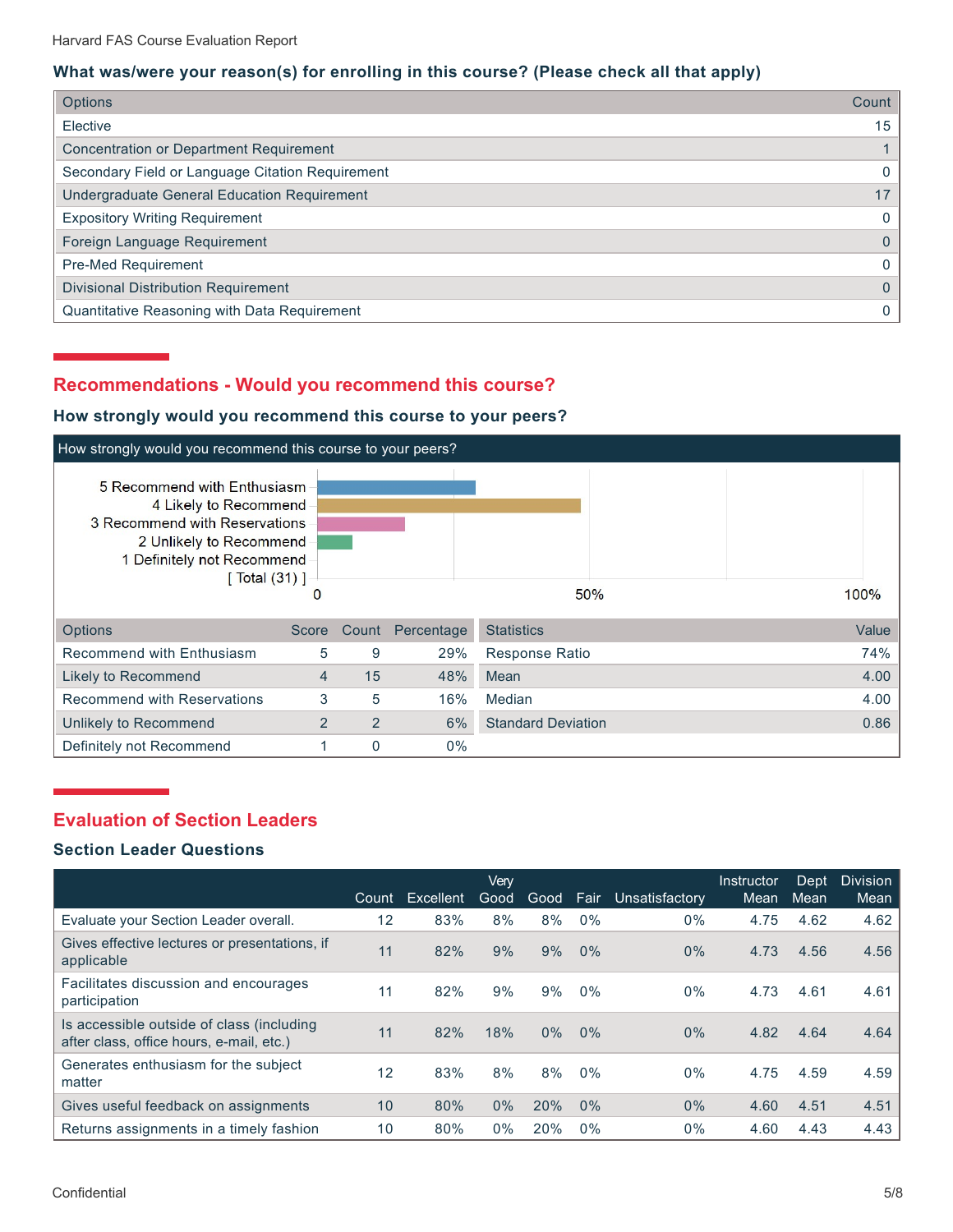### What was/were your reason(s) for enrolling in this course? (Please check all that apply)

| Options | Count |
|---|---|
| Elective | 15 |
| Concentration or Department Requirement | 1 |
| Secondary Field or Language Citation Requirement | 0 |
| Undergraduate General Education Requirement | 17 |
| Expository Writing Requirement | 0 |
| Foreign Language Requirement | 0 |
| Pre-Med Requirement | 0 |
| Divisional Distribution Requirement | 0 |
| Quantitative Reasoning with Data Requirement | 0 |

## Recommendations - Would you recommend this course?

### How strongly would you recommend this course to your peers?

How strongly would you recommend this course to your peers?

[ Total (31) ]

| Options | Score | Count | Percentage |
|---|---|---|---|
| Recommend with Enthusiasm | 5 | 9 | 29% |
| Likely to Recommend | 4 | 15 | 48% |
| Recommend with Reservations | 3 | 5 | 16% |
| Unlikely to Recommend | 2 | 2 | 6% |
| Definitely not Recommend | 1 | 0 | 0% |

| Statistics | Value |
|---|---|
| Response Ratio | 74% |
| Mean | 4.00 |
| Median | 4.00 |
| Standard Deviation | 0.86 |

## Evaluation of Section Leaders

### Section Leader Questions

| | Count | Excellent | Very Good | Good | Fair | Unsatisfactory | Instructor Mean | Dept Mean | Division Mean |
|---|---|---|---|---|---|---|---|---|---|
| Evaluate your Section Leader overall. | 12 | 83% | 8% | 8% | 0% | 0% | 4.75 | 4.62 | 4.62 |
| Gives effective lectures or presentations, if applicable | 11 | 82% | 9% | 9% | 0% | 0% | 4.73 | 4.56 | 4.56 |
| Facilitates discussion and encourages participation | 11 | 82% | 9% | 9% | 0% | 0% | 4.73 | 4.61 | 4.61 |
| Is accessible outside of class (including after class, office hours, e-mail, etc.) | 11 | 82% | 18% | 0% | 0% | 0% | 4.82 | 4.64 | 4.64 |
| Generates enthusiasm for the subject matter | 12 | 83% | 8% | 8% | 0% | 0% | 4.75 | 4.59 | 4.59 |
| Gives useful feedback on assignments | 10 | 80% | 0% | 20% | 0% | 0% | 4.60 | 4.51 | 4.51 |
| Returns assignments in a timely fashion | 10 | 80% | 0% | 20% | 0% | 0% | 4.60 | 4.43 | 4.43 |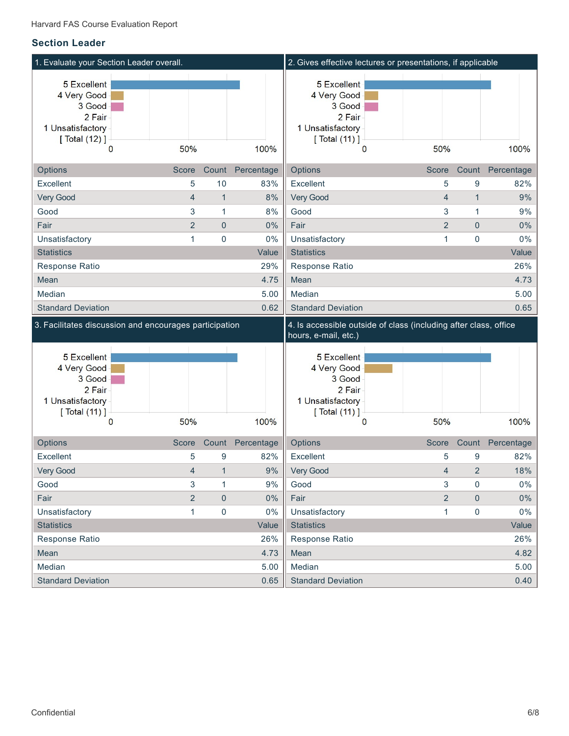## Section Leader

### 1. Evaluate your Section Leader overall.

[ Total (12) ]

| Options | Score | Count | Percentage |
|---|---|---|---|
| Excellent | 5 | 10 | 83% |
| Very Good | 4 | 1 | 8% |
| Good | 3 | 1 | 8% |
| Fair | 2 | 0 | 0% |
| Unsatisfactory | 1 | 0 | 0% |

| Statistics | Value |
|---|---|
| Response Ratio | 29% |
| Mean | 4.75 |
| Median | 5.00 |
| Standard Deviation | 0.62 |

### 2. Gives effective lectures or presentations, if applicable

[ Total (11) ]

| Options | Score | Count | Percentage |
|---|---|---|---|
| Excellent | 5 | 9 | 82% |
| Very Good | 4 | 1 | 9% |
| Good | 3 | 1 | 9% |
| Fair | 2 | 0 | 0% |
| Unsatisfactory | 1 | 0 | 0% |

| Statistics | Value |
|---|---|
| Response Ratio | 26% |
| Mean | 4.73 |
| Median | 5.00 |
| Standard Deviation | 0.65 |

### 3. Facilitates discussion and encourages participation

[ Total (11) ]

| Options | Score | Count | Percentage |
|---|---|---|---|
| Excellent | 5 | 9 | 82% |
| Very Good | 4 | 1 | 9% |
| Good | 3 | 1 | 9% |
| Fair | 2 | 0 | 0% |
| Unsatisfactory | 1 | 0 | 0% |

| Statistics | Value |
|---|---|
| Response Ratio | 26% |
| Mean | 4.73 |
| Median | 5.00 |
| Standard Deviation | 0.65 |

### 4. Is accessible outside of class (including after class, office hours, e-mail, etc.)

[ Total (11) ]

| Options | Score | Count | Percentage |
|---|---|---|---|
| Excellent | 5 | 9 | 82% |
| Very Good | 4 | 2 | 18% |
| Good | 3 | 0 | 0% |
| Fair | 2 | 0 | 0% |
| Unsatisfactory | 1 | 0 | 0% |

| Statistics | Value |
|---|---|
| Response Ratio | 26% |
| Mean | 4.82 |
| Median | 5.00 |
| Standard Deviation | 0.40 |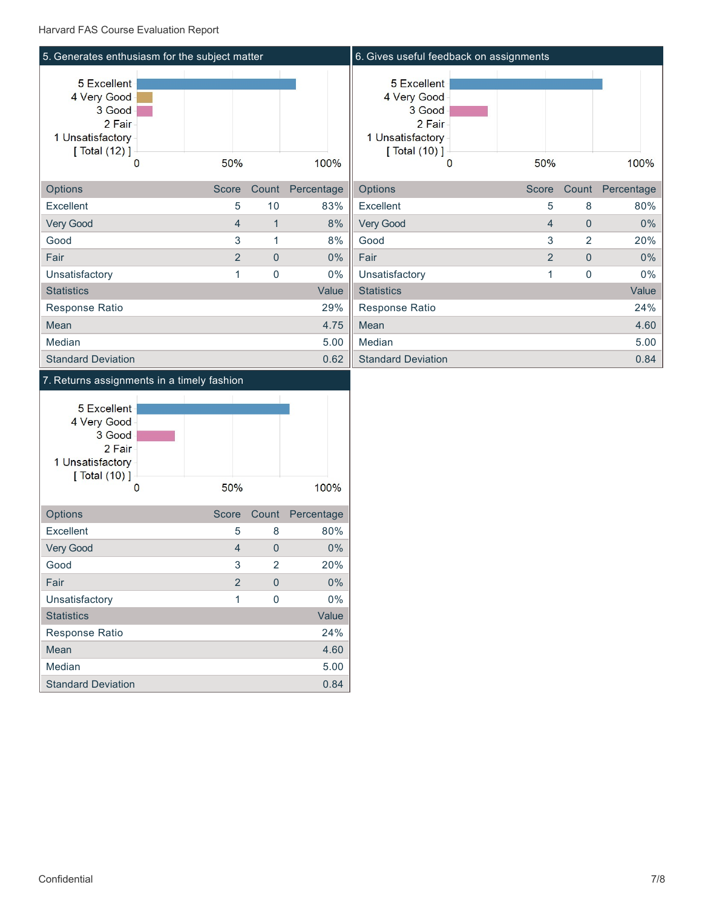## 5. Generates enthusiasm for the subject matter

| Options | Score | Count | Percentage |
|---|---|---|---|
| Excellent | 5 | 10 | 83% |
| Very Good | 4 | 1 | 8% |
| Good | 3 | 1 | 8% |
| Fair | 2 | 0 | 0% |
| Unsatisfactory | 1 | 0 | 0% |

| Statistics | Value |
|---|---|
| Response Ratio | 29% |
| Mean | 4.75 |
| Median | 5.00 |
| Standard Deviation | 0.62 |

## 6. Gives useful feedback on assignments

| Options | Score | Count | Percentage |
|---|---|---|---|
| Excellent | 5 | 8 | 80% |
| Very Good | 4 | 0 | 0% |
| Good | 3 | 2 | 20% |
| Fair | 2 | 0 | 0% |
| Unsatisfactory | 1 | 0 | 0% |

| Statistics | Value |
|---|---|
| Response Ratio | 24% |
| Mean | 4.60 |
| Median | 5.00 |
| Standard Deviation | 0.84 |

## 7. Returns assignments in a timely fashion

| Options | Score | Count | Percentage |
|---|---|---|---|
| Excellent | 5 | 8 | 80% |
| Very Good | 4 | 0 | 0% |
| Good | 3 | 2 | 20% |
| Fair | 2 | 0 | 0% |
| Unsatisfactory | 1 | 0 | 0% |

| Statistics | Value |
|---|---|
| Response Ratio | 24% |
| Mean | 4.60 |
| Median | 5.00 |
| Standard Deviation | 0.84 |

Confidential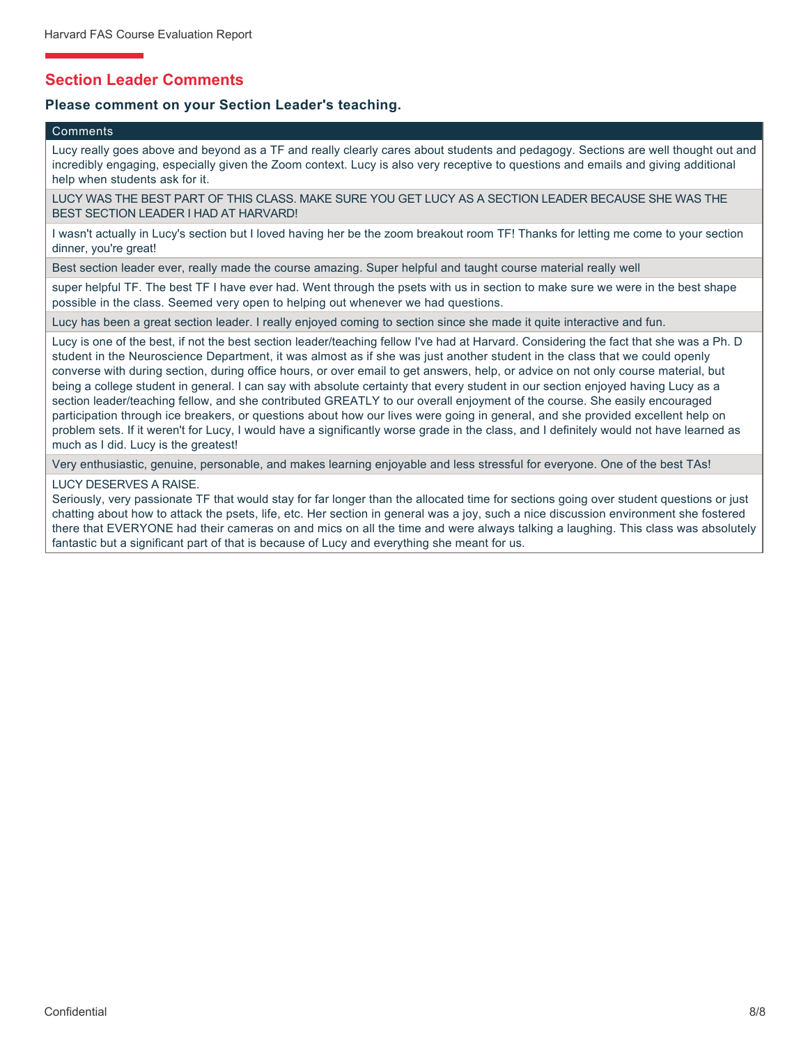## Section Leader Comments

### Please comment on your Section Leader's teaching.

| Comments |
|---|
| Lucy really goes above and beyond as a TF and really clearly cares about students and pedagogy. Sections are well thought out and incredibly engaging, especially given the Zoom context. Lucy is also very receptive to questions and emails and giving additional help when students ask for it. |
| LUCY WAS THE BEST PART OF THIS CLASS. MAKE SURE YOU GET LUCY AS A SECTION LEADER BECAUSE SHE WAS THE BEST SECTION LEADER I HAD AT HARVARD! |
| I wasn't actually in Lucy's section but I loved having her be the zoom breakout room TF! Thanks for letting me come to your section dinner, you're great! |
| Best section leader ever, really made the course amazing. Super helpful and taught course material really well |
| super helpful TF. The best TF I have ever had. Went through the psets with us in section to make sure we were in the best shape possible in the class. Seemed very open to helping out whenever we had questions. |
| Lucy has been a great section leader. I really enjoyed coming to section since she made it quite interactive and fun. |
| Lucy is one of the best, if not the best section leader/teaching fellow I've had at Harvard. Considering the fact that she was a Ph. D student in the Neuroscience Department, it was almost as if she was just another student in the class that we could openly converse with during section, during office hours, or over email to get answers, help, or advice on not only course material, but being a college student in general. I can say with absolute certainty that every student in our section enjoyed having Lucy as a section leader/teaching fellow, and she contributed GREATLY to our overall enjoyment of the course. She easily encouraged participation through ice breakers, or questions about how our lives were going in general, and she provided excellent help on problem sets. If it weren't for Lucy, I would have a significantly worse grade in the class, and I definitely would not have learned as much as I did. Lucy is the greatest! |
| Very enthusiastic, genuine, personable, and makes learning enjoyable and less stressful for everyone. One of the best TAs! |
| LUCY DESERVES A RAISE.<br>Seriously, very passionate TF that would stay for far longer than the allocated time for sections going over student questions or just chatting about how to attack the psets, life, etc. Her section in general was a joy, such a nice discussion environment she fostered there that EVERYONE had their cameras on and mics on all the time and were always talking a laughing. This class was absolutely fantastic but a significant part of that is because of Lucy and everything she meant for us. |

Confidential